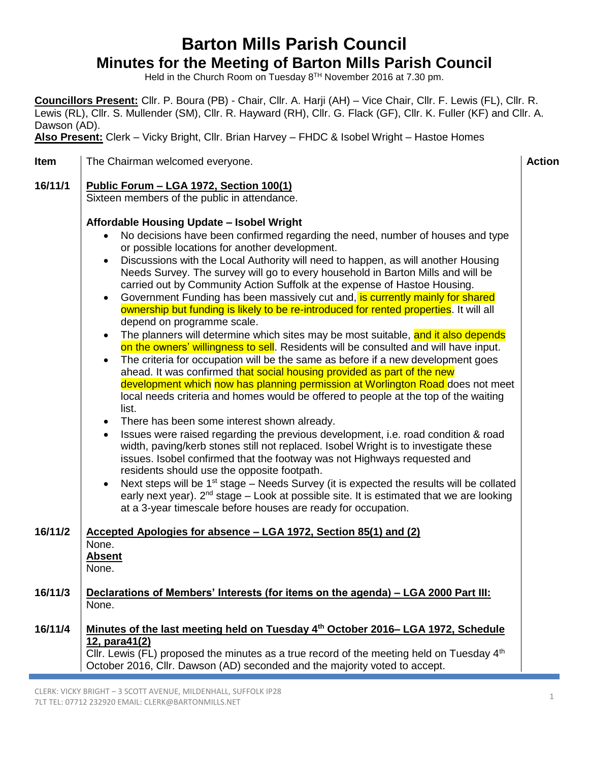# Barton Mills Parish Council

## Minutes for the Meeting of Barton Mills Parish Council

Held in the Church Room on Tuesday 8TH November 2016 at 7.30 pm.

**Councillors Present:** Cllr. P. Boura (PB) - Chair, Cllr. A. Harji (AH) – Vice Chair, Cllr. F. Lewis (FL), Cllr. R. Lewis (RL), Cllr. S. Mullender (SM), Cllr. R. Hayward (RH), Cllr. G. Flack (GF), Cllr. K. Fuller (KF) and Cllr. A. Dawson (AD).

**Also Present:** Clerk – Vicky Bright, Cllr. Brian Harvey – FHDC & Isobel Wright – Hastoe Homes

| Item | | Action |
|---|---|---|
| | The Chairman welcomed everyone. | |
| 16/11/1 | **Public Forum – LGA 1972, Section 100(1)**<br>Sixteen members of the public in attendance.<br><br>**Affordable Housing Update – Isobel Wright**<br>• No decisions have been confirmed regarding the need, number of houses and type or possible locations for another development.<br>• Discussions with the Local Authority will need to happen, as will another Housing Needs Survey. The survey will go to every household in Barton Mills and will be carried out by Community Action Suffolk at the expense of Hastoe Housing.<br>• Government Funding has been massively cut and, is currently mainly for shared ownership but funding is likely to be re-introduced for rented properties. It will all depend on programme scale.<br>• The planners will determine which sites may be most suitable, and it also depends on the owners' willingness to sell. Residents will be consulted and will have input.<br>• The criteria for occupation will be the same as before if a new development goes ahead. It was confirmed that social housing provided as part of the new development which now has planning permission at Worlington Road does not meet local needs criteria and homes would be offered to people at the top of the waiting list.<br>• There has been some interest shown already.<br>• Issues were raised regarding the previous development, i.e. road condition & road width, paving/kerb stones still not replaced. Isobel Wright is to investigate these issues. Isobel confirmed that the footway was not Highways requested and residents should use the opposite footpath.<br>• Next steps will be 1st stage – Needs Survey (it is expected the results will be collated early next year). 2nd stage – Look at possible site. It is estimated that we are looking at a 3-year timescale before houses are ready for occupation. | |
| 16/11/2 | **Accepted Apologies for absence – LGA 1972, Section 85(1) and (2)**<br>None.<br>**Absent**<br>None. | |
| 16/11/3 | **Declarations of Members' Interests (for items on the agenda) – LGA 2000 Part III:**<br>None. | |
| 16/11/4 | **Minutes of the last meeting held on Tuesday 4th October 2016– LGA 1972, Schedule 12, para41(2)**<br>Cllr. Lewis (FL) proposed the minutes as a true record of the meeting held on Tuesday 4th October 2016, Cllr. Dawson (AD) seconded and the majority voted to accept. | |

CLERK: VICKY BRIGHT – 3 SCOTT AVENUE, MILDENHALL, SUFFOLK IP28 7LT TEL: 07712 232920 EMAIL: CLERK@BARTONMILLS.NET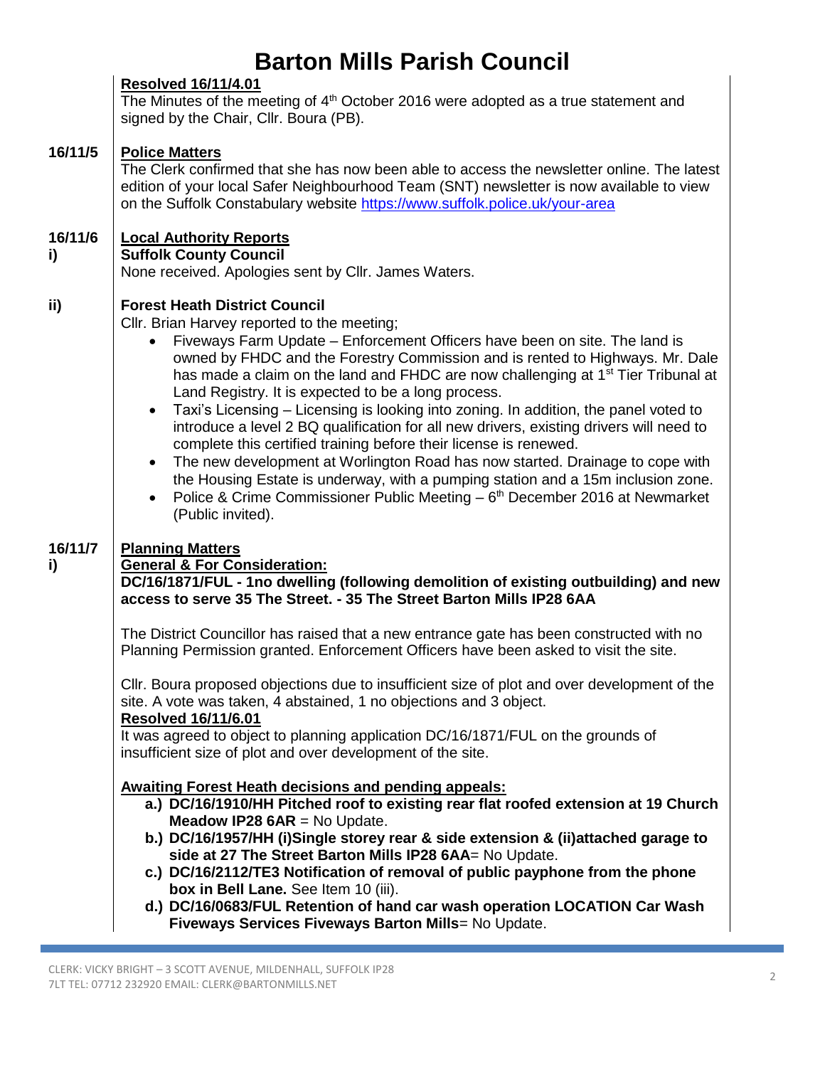# Barton Mills Parish Council

**Resolved 16/11/4.01**

The Minutes of the meeting of 4th October 2016 were adopted as a true statement and signed by the Chair, Cllr. Boura (PB).

**16/11/5** **Police Matters**

The Clerk confirmed that she has now been able to access the newsletter online. The latest edition of your local Safer Neighbourhood Team (SNT) newsletter is now available to view on the Suffolk Constabulary website https://www.suffolk.police.uk/your-area

**16/11/6** **Local Authority Reports**

**i)** **Suffolk County Council**

None received. Apologies sent by Cllr. James Waters.

**ii)** **Forest Heath District Council**

Cllr. Brian Harvey reported to the meeting;

- Fiveways Farm Update – Enforcement Officers have been on site. The land is owned by FHDC and the Forestry Commission and is rented to Highways. Mr. Dale has made a claim on the land and FHDC are now challenging at 1st Tier Tribunal at Land Registry. It is expected to be a long process.
- Taxi's Licensing – Licensing is looking into zoning. In addition, the panel voted to introduce a level 2 BQ qualification for all new drivers, existing drivers will need to complete this certified training before their license is renewed.
- The new development at Worlington Road has now started. Drainage to cope with the Housing Estate is underway, with a pumping station and a 15m inclusion zone.
- Police & Crime Commissioner Public Meeting – 6th December 2016 at Newmarket (Public invited).

**16/11/7** **Planning Matters**

**i)** **General & For Consideration:**

**DC/16/1871/FUL - 1no dwelling (following demolition of existing outbuilding) and new access to serve 35 The Street. - 35 The Street Barton Mills IP28 6AA**

The District Councillor has raised that a new entrance gate has been constructed with no Planning Permission granted. Enforcement Officers have been asked to visit the site.

Cllr. Boura proposed objections due to insufficient size of plot and over development of the site. A vote was taken, 4 abstained, 1 no objections and 3 object.

**Resolved 16/11/6.01**

It was agreed to object to planning application DC/16/1871/FUL on the grounds of insufficient size of plot and over development of the site.

**Awaiting Forest Heath decisions and pending appeals:**

a.) **DC/16/1910/HH Pitched roof to existing rear flat roofed extension at 19 Church Meadow IP28 6AR** = No Update.

b.) **DC/16/1957/HH (i)Single storey rear & side extension & (ii)attached garage to side at 27 The Street Barton Mills IP28 6AA**= No Update.

c.) **DC/16/2112/TE3 Notification of removal of public payphone from the phone box in Bell Lane.** See Item 10 (iii).

d.) **DC/16/0683/FUL Retention of hand car wash operation LOCATION Car Wash Fiveways Services Fiveways Barton Mills**= No Update.

CLERK: VICKY BRIGHT – 3 SCOTT AVENUE, MILDENHALL, SUFFOLK IP28 7LT TEL: 07712 232920 EMAIL: CLERK@BARTONMILLS.NET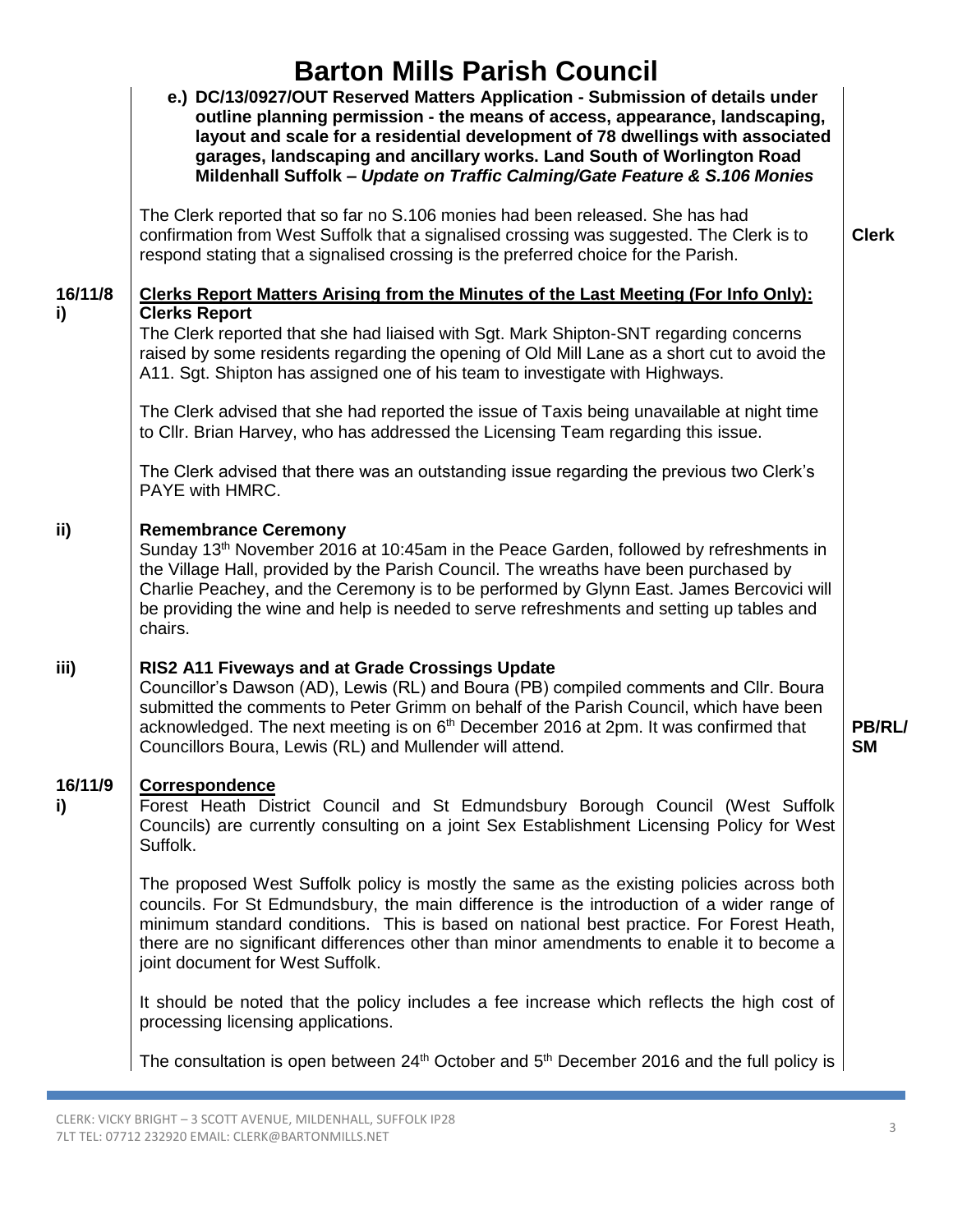# Barton Mills Parish Council

| | | |
|---|---|---|
| | **e.) DC/13/0927/OUT Reserved Matters Application - Submission of details under outline planning permission - the means of access, appearance, landscaping, layout and scale for a residential development of 78 dwellings with associated garages, landscaping and ancillary works. Land South of Worlington Road Mildenhall Suffolk –** ***Update on Traffic Calming/Gate Feature & S.106 Monies*** | |
| | The Clerk reported that so far no S.106 monies had been released. She has had confirmation from West Suffolk that a signalised crossing was suggested. The Clerk is to respond stating that a signalised crossing is the preferred choice for the Parish. | **Clerk** |
| **16/11/8 i)** | **Clerks Report Matters Arising from the Minutes of the Last Meeting (For Info Only): Clerks Report** | |
| | The Clerk reported that she had liaised with Sgt. Mark Shipton-SNT regarding concerns raised by some residents regarding the opening of Old Mill Lane as a short cut to avoid the A11. Sgt. Shipton has assigned one of his team to investigate with Highways. | |
| | The Clerk advised that she had reported the issue of Taxis being unavailable at night time to Cllr. Brian Harvey, who has addressed the Licensing Team regarding this issue. | |
| | The Clerk advised that there was an outstanding issue regarding the previous two Clerk's PAYE with HMRC. | |
| **ii)** | **Remembrance Ceremony** | |
| | Sunday 13th November 2016 at 10:45am in the Peace Garden, followed by refreshments in the Village Hall, provided by the Parish Council. The wreaths have been purchased by Charlie Peachey, and the Ceremony is to be performed by Glynn East. James Bercovici will be providing the wine and help is needed to serve refreshments and setting up tables and chairs. | |
| **iii)** | **RIS2 A11 Fiveways and at Grade Crossings Update** | |
| | Councillor's Dawson (AD), Lewis (RL) and Boura (PB) compiled comments and Cllr. Boura submitted the comments to Peter Grimm on behalf of the Parish Council, which have been acknowledged. The next meeting is on 6th December 2016 at 2pm. It was confirmed that Councillors Boura, Lewis (RL) and Mullender will attend. | **PB/RL/ SM** |
| **16/11/9 i)** | **Correspondence** | |
| | Forest Heath District Council and St Edmundsbury Borough Council (West Suffolk Councils) are currently consulting on a joint Sex Establishment Licensing Policy for West Suffolk. | |
| | The proposed West Suffolk policy is mostly the same as the existing policies across both councils. For St Edmundsbury, the main difference is the introduction of a wider range of minimum standard conditions. This is based on national best practice. For Forest Heath, there are no significant differences other than minor amendments to enable it to become a joint document for West Suffolk. | |
| | It should be noted that the policy includes a fee increase which reflects the high cost of processing licensing applications. | |
| | The consultation is open between 24th October and 5th December 2016 and the full policy is | |

CLERK: VICKY BRIGHT – 3 SCOTT AVENUE, MILDENHALL, SUFFOLK IP28 7LT TEL: 07712 232920 EMAIL: CLERK@BARTONMILLS.NET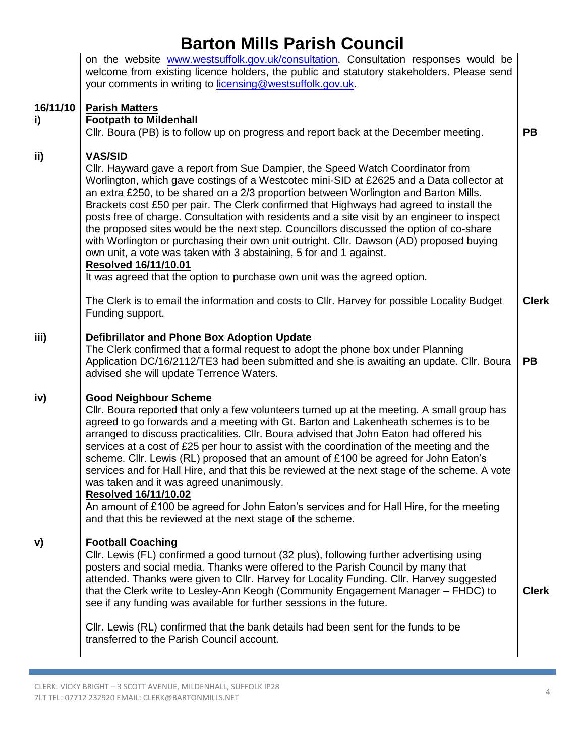on the website [www.westsuffolk.gov.uk/consultation](www.westsuffolk.gov.uk/consultation). Consultation responses would be welcome from existing licence holders, the public and statutory stakeholders. Please send your comments in writing to [licensing@westsuffolk.gov.uk](mailto:licensing@westsuffolk.gov.uk).

| | | |
|---|---|---|
| **16/11/10 i)** | **<u>Parish Matters</u>**<br>**Footpath to Mildenhall**<br>Cllr. Boura (PB) is to follow up on progress and report back at the December meeting. | **PB** |
| **ii)** | **VAS/SID**<br>Cllr. Hayward gave a report from Sue Dampier, the Speed Watch Coordinator from Worlington, which gave costings of a Westcotec mini-SID at £2625 and a Data collector at an extra £250, to be shared on a 2/3 proportion between Worlington and Barton Mills. Brackets cost £50 per pair. The Clerk confirmed that Highways had agreed to install the posts free of charge. Consultation with residents and a site visit by an engineer to inspect the proposed sites would be the next step. Councillors discussed the option of co-share with Worlington or purchasing their own unit outright. Cllr. Dawson (AD) proposed buying own unit, a vote was taken with 3 abstaining, 5 for and 1 against.<br>**<u>Resolved 16/11/10.01</u>**<br>It was agreed that the option to purchase own unit was the agreed option. | |
| | The Clerk is to email the information and costs to Cllr. Harvey for possible Locality Budget Funding support. | **Clerk** |
| **iii)** | **Defibrillator and Phone Box Adoption Update**<br>The Clerk confirmed that a formal request to adopt the phone box under Planning Application DC/16/2112/TE3 had been submitted and she is awaiting an update. Cllr. Boura advised she will update Terrence Waters. | **PB** |
| **iv)** | **Good Neighbour Scheme**<br>Cllr. Boura reported that only a few volunteers turned up at the meeting. A small group has agreed to go forwards and a meeting with Gt. Barton and Lakenheath schemes is to be arranged to discuss practicalities. Cllr. Boura advised that John Eaton had offered his services at a cost of £25 per hour to assist with the coordination of the meeting and the scheme. Cllr. Lewis (RL) proposed that an amount of £100 be agreed for John Eaton's services and for Hall Hire, and that this be reviewed at the next stage of the scheme. A vote was taken and it was agreed unanimously.<br>**<u>Resolved 16/11/10.02</u>**<br>An amount of £100 be agreed for John Eaton's services and for Hall Hire, for the meeting and that this be reviewed at the next stage of the scheme. | |
| **v)** | **Football Coaching**<br>Cllr. Lewis (FL) confirmed a good turnout (32 plus), following further advertising using posters and social media. Thanks were offered to the Parish Council by many that attended. Thanks were given to Cllr. Harvey for Locality Funding. Cllr. Harvey suggested that the Clerk write to Lesley-Ann Keogh (Community Engagement Manager – FHDC) to see if any funding was available for further sessions in the future. | **Clerk** |
| | Cllr. Lewis (RL) confirmed that the bank details had been sent for the funds to be transferred to the Parish Council account. | |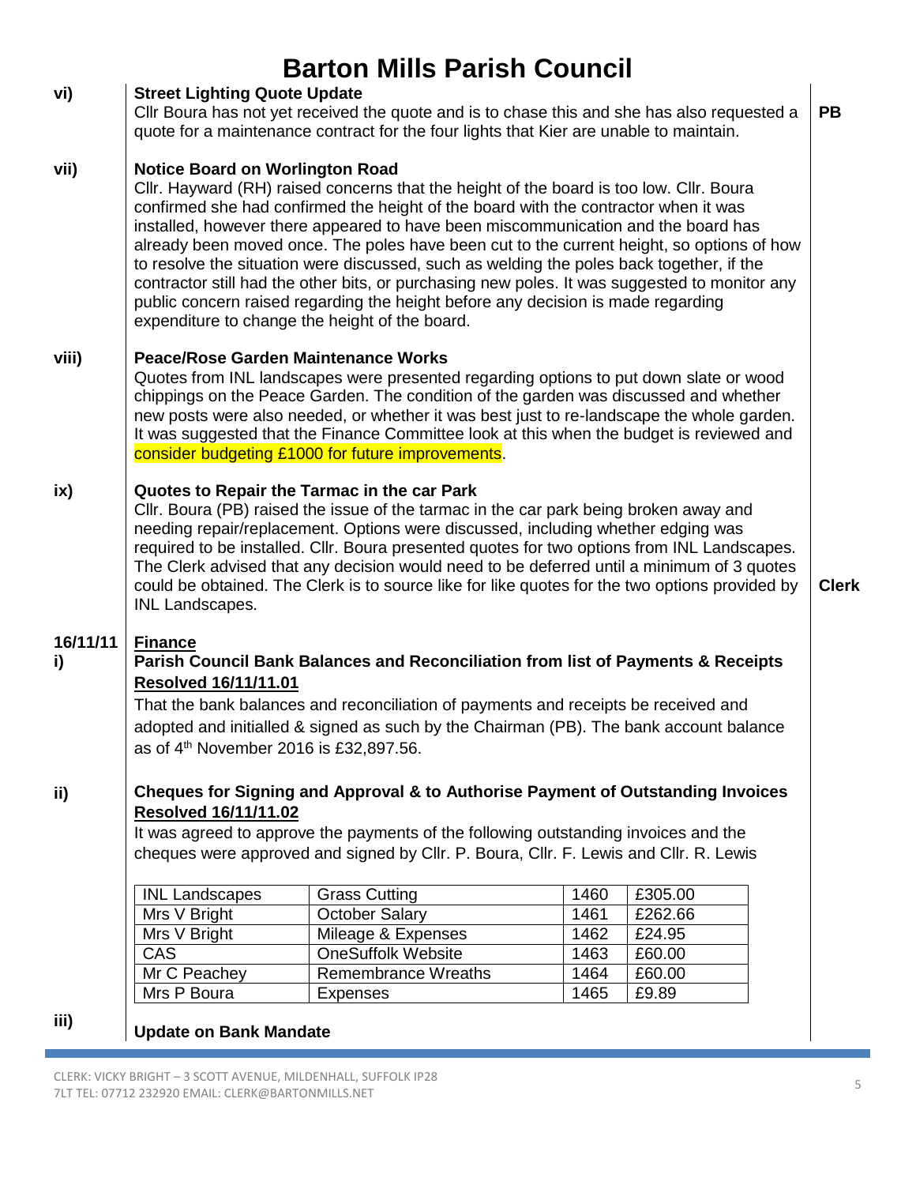# Barton Mills Parish Council

**vi) Street Lighting Quote Update**

Cllr Boura has not yet received the quote and is to chase this and she has also requested a quote for a maintenance contract for the four lights that Kier are unable to maintain. **PB**

**vii) Notice Board on Worlington Road**

Cllr. Hayward (RH) raised concerns that the height of the board is too low. Cllr. Boura confirmed she had confirmed the height of the board with the contractor when it was installed, however there appeared to have been miscommunication and the board has already been moved once. The poles have been cut to the current height, so options of how to resolve the situation were discussed, such as welding the poles back together, if the contractor still had the other bits, or purchasing new poles. It was suggested to monitor any public concern raised regarding the height before any decision is made regarding expenditure to change the height of the board.

**viii) Peace/Rose Garden Maintenance Works**

Quotes from INL landscapes were presented regarding options to put down slate or wood chippings on the Peace Garden. The condition of the garden was discussed and whether new posts were also needed, or whether it was best just to re-landscape the whole garden. It was suggested that the Finance Committee look at this when the budget is reviewed and consider budgeting £1000 for future improvements.

**ix) Quotes to Repair the Tarmac in the car Park**

Cllr. Boura (PB) raised the issue of the tarmac in the car park being broken away and needing repair/replacement. Options were discussed, including whether edging was required to be installed. Cllr. Boura presented quotes for two options from INL Landscapes. The Clerk advised that any decision would need to be deferred until a minimum of 3 quotes could be obtained. The Clerk is to source like for like quotes for the two options provided by INL Landscapes. **Clerk**

**16/11/11 Finance**

**i) Parish Council Bank Balances and Reconciliation from list of Payments & Receipts**

**Resolved 16/11/11.01**

That the bank balances and reconciliation of payments and receipts be received and adopted and initialled & signed as such by the Chairman (PB). The bank account balance as of 4th November 2016 is £32,897.56.

**ii) Cheques for Signing and Approval & to Authorise Payment of Outstanding Invoices**

**Resolved 16/11/11.02**

It was agreed to approve the payments of the following outstanding invoices and the cheques were approved and signed by Cllr. P. Boura, Cllr. F. Lewis and Cllr. R. Lewis

| INL Landscapes | Grass Cutting | 1460 | £305.00 |
|---|---|---|---|
| Mrs V Bright | October Salary | 1461 | £262.66 |
| Mrs V Bright | Mileage & Expenses | 1462 | £24.95 |
| CAS | OneSuffolk Website | 1463 | £60.00 |
| Mr C Peachey | Remembrance Wreaths | 1464 | £60.00 |
| Mrs P Boura | Expenses | 1465 | £9.89 |

**iii) Update on Bank Mandate**

CLERK: VICKY BRIGHT – 3 SCOTT AVENUE, MILDENHALL, SUFFOLK IP28 7LT TEL: 07712 232920 EMAIL: CLERK@BARTONMILLS.NET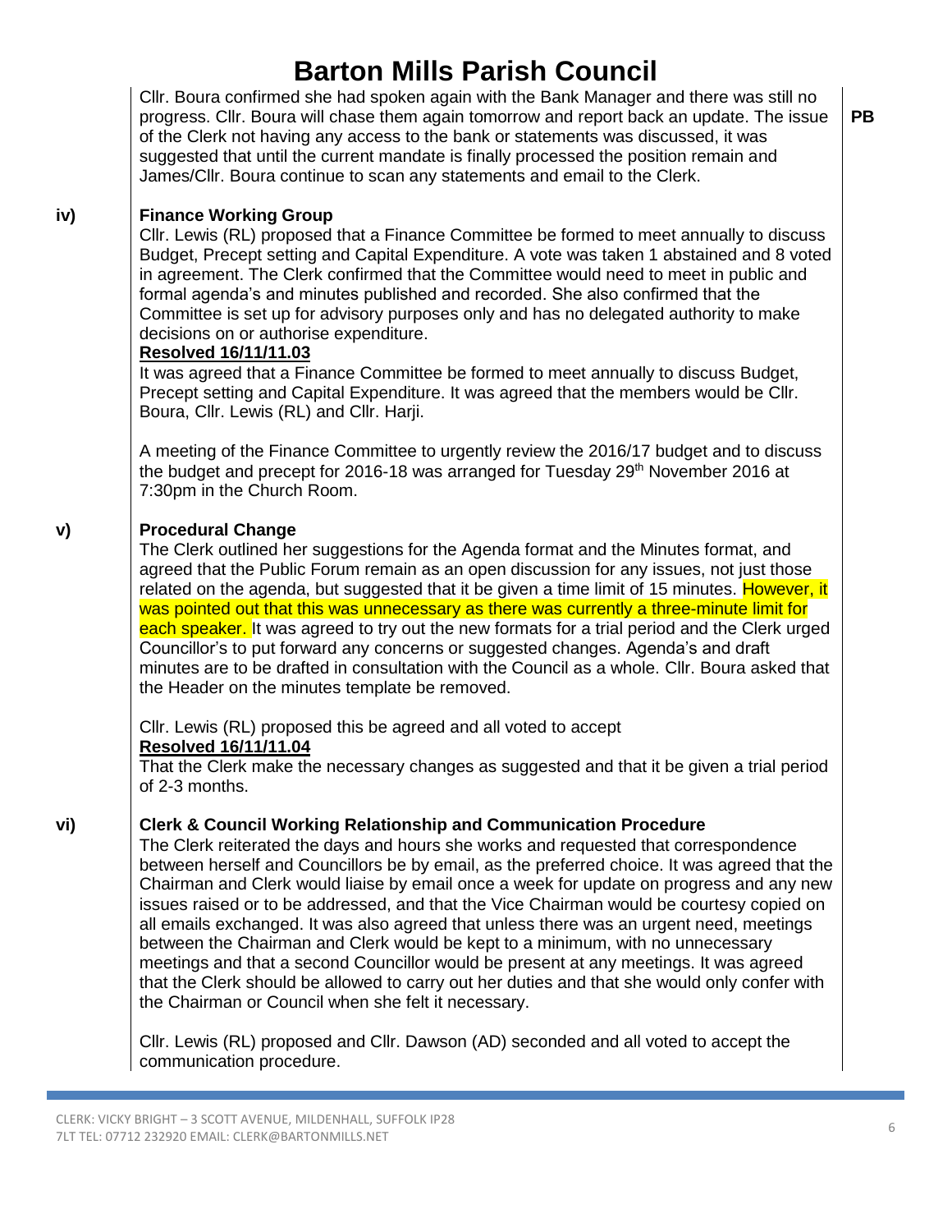Cllr. Boura confirmed she had spoken again with the Bank Manager and there was still no progress. Cllr. Boura will chase them again tomorrow and report back an update. The issue of the Clerk not having any access to the bank or statements was discussed, it was suggested that until the current mandate is finally processed the position remain and James/Cllr. Boura continue to scan any statements and email to the Clerk. **PB**

**iv) Finance Working Group**

Cllr. Lewis (RL) proposed that a Finance Committee be formed to meet annually to discuss Budget, Precept setting and Capital Expenditure. A vote was taken 1 abstained and 8 voted in agreement. The Clerk confirmed that the Committee would need to meet in public and formal agenda's and minutes published and recorded. She also confirmed that the Committee is set up for advisory purposes only and has no delegated authority to make decisions on or authorise expenditure.

**Resolved 16/11/11.03**

It was agreed that a Finance Committee be formed to meet annually to discuss Budget, Precept setting and Capital Expenditure. It was agreed that the members would be Cllr. Boura, Cllr. Lewis (RL) and Cllr. Harji.

A meeting of the Finance Committee to urgently review the 2016/17 budget and to discuss the budget and precept for 2016-18 was arranged for Tuesday 29th November 2016 at 7:30pm in the Church Room.

**v) Procedural Change**

The Clerk outlined her suggestions for the Agenda format and the Minutes format, and agreed that the Public Forum remain as an open discussion for any issues, not just those related on the agenda, but suggested that it be given a time limit of 15 minutes. However, it was pointed out that this was unnecessary as there was currently a three-minute limit for each speaker. It was agreed to try out the new formats for a trial period and the Clerk urged Councillor's to put forward any concerns or suggested changes. Agenda's and draft minutes are to be drafted in consultation with the Council as a whole. Cllr. Boura asked that the Header on the minutes template be removed.

Cllr. Lewis (RL) proposed this be agreed and all voted to accept

**Resolved 16/11/11.04**

That the Clerk make the necessary changes as suggested and that it be given a trial period of 2-3 months.

**vi) Clerk & Council Working Relationship and Communication Procedure**

The Clerk reiterated the days and hours she works and requested that correspondence between herself and Councillors be by email, as the preferred choice. It was agreed that the Chairman and Clerk would liaise by email once a week for update on progress and any new issues raised or to be addressed, and that the Vice Chairman would be courtesy copied on all emails exchanged. It was also agreed that unless there was an urgent need, meetings between the Chairman and Clerk would be kept to a minimum, with no unnecessary meetings and that a second Councillor would be present at any meetings. It was agreed that the Clerk should be allowed to carry out her duties and that she would only confer with the Chairman or Council when she felt it necessary.

Cllr. Lewis (RL) proposed and Cllr. Dawson (AD) seconded and all voted to accept the communication procedure.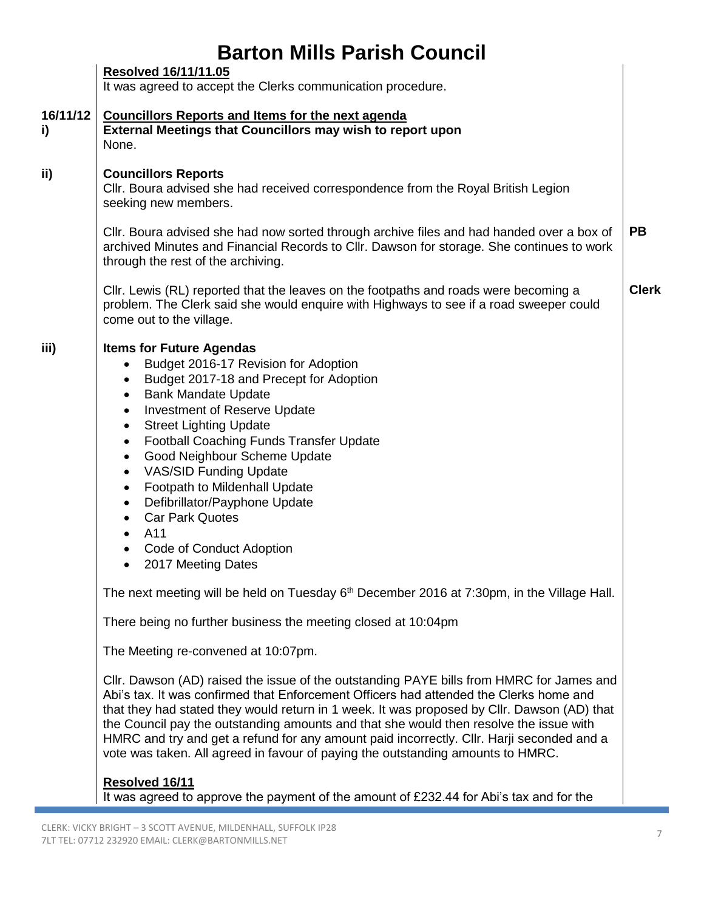# Barton Mills Parish Council

**Resolved 16/11/11.05**
It was agreed to accept the Clerks communication procedure.

**16/11/12 Councillors Reports and Items for the next agenda**

**i) External Meetings that Councillors may wish to report upon**
None.

**ii) Councillors Reports**
Cllr. Boura advised she had received correspondence from the Royal British Legion seeking new members.

Cllr. Boura advised she had now sorted through archive files and had handed over a box of archived Minutes and Financial Records to Cllr. Dawson for storage. She continues to work through the rest of the archiving. **PB**

Cllr. Lewis (RL) reported that the leaves on the footpaths and roads were becoming a problem. The Clerk said she would enquire with Highways to see if a road sweeper could come out to the village. **Clerk**

**iii) Items for Future Agendas**

- Budget 2016-17 Revision for Adoption
- Budget 2017-18 and Precept for Adoption
- Bank Mandate Update
- Investment of Reserve Update
- Street Lighting Update
- Football Coaching Funds Transfer Update
- Good Neighbour Scheme Update
- VAS/SID Funding Update
- Footpath to Mildenhall Update
- Defibrillator/Payphone Update
- Car Park Quotes
- A11
- Code of Conduct Adoption
- 2017 Meeting Dates

The next meeting will be held on Tuesday 6th December 2016 at 7:30pm, in the Village Hall.

There being no further business the meeting closed at 10:04pm

The Meeting re-convened at 10:07pm.

Cllr. Dawson (AD) raised the issue of the outstanding PAYE bills from HMRC for James and Abi's tax. It was confirmed that Enforcement Officers had attended the Clerks home and that they had stated they would return in 1 week. It was proposed by Cllr. Dawson (AD) that the Council pay the outstanding amounts and that she would then resolve the issue with HMRC and try and get a refund for any amount paid incorrectly. Cllr. Harji seconded and a vote was taken. All agreed in favour of paying the outstanding amounts to HMRC.

**Resolved 16/11**
It was agreed to approve the payment of the amount of £232.44 for Abi's tax and for the

CLERK: VICKY BRIGHT – 3 SCOTT AVENUE, MILDENHALL, SUFFOLK IP28 7LT TEL: 07712 232920 EMAIL: CLERK@BARTONMILLS.NET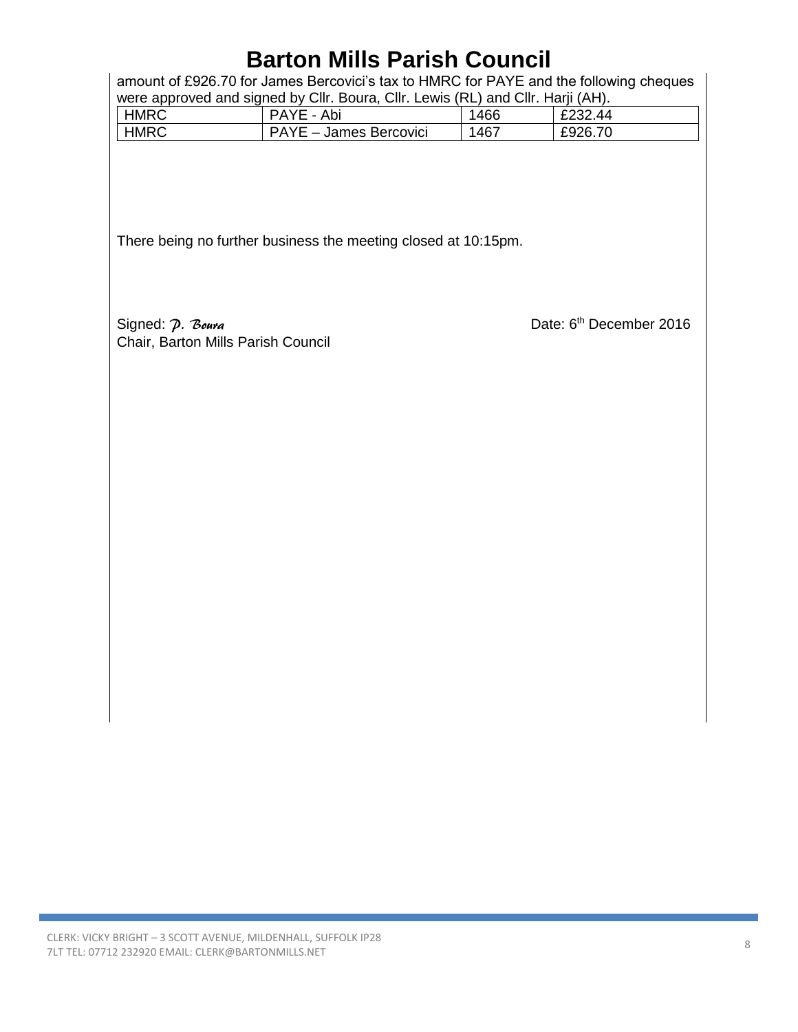amount of £926.70 for James Bercovici's tax to HMRC for PAYE and the following cheques were approved and signed by Cllr. Boura, Cllr. Lewis (RL) and Cllr. Harji (AH).

| | | | |
|---|---|---|---|
| HMRC | PAYE - Abi | 1466 | £232.44 |
| HMRC | PAYE – James Bercovici | 1467 | £926.70 |

There being no further business the meeting closed at 10:15pm.

Signed: *P. Boura*
Chair, Barton Mills Parish Council

Date: 6th December 2016